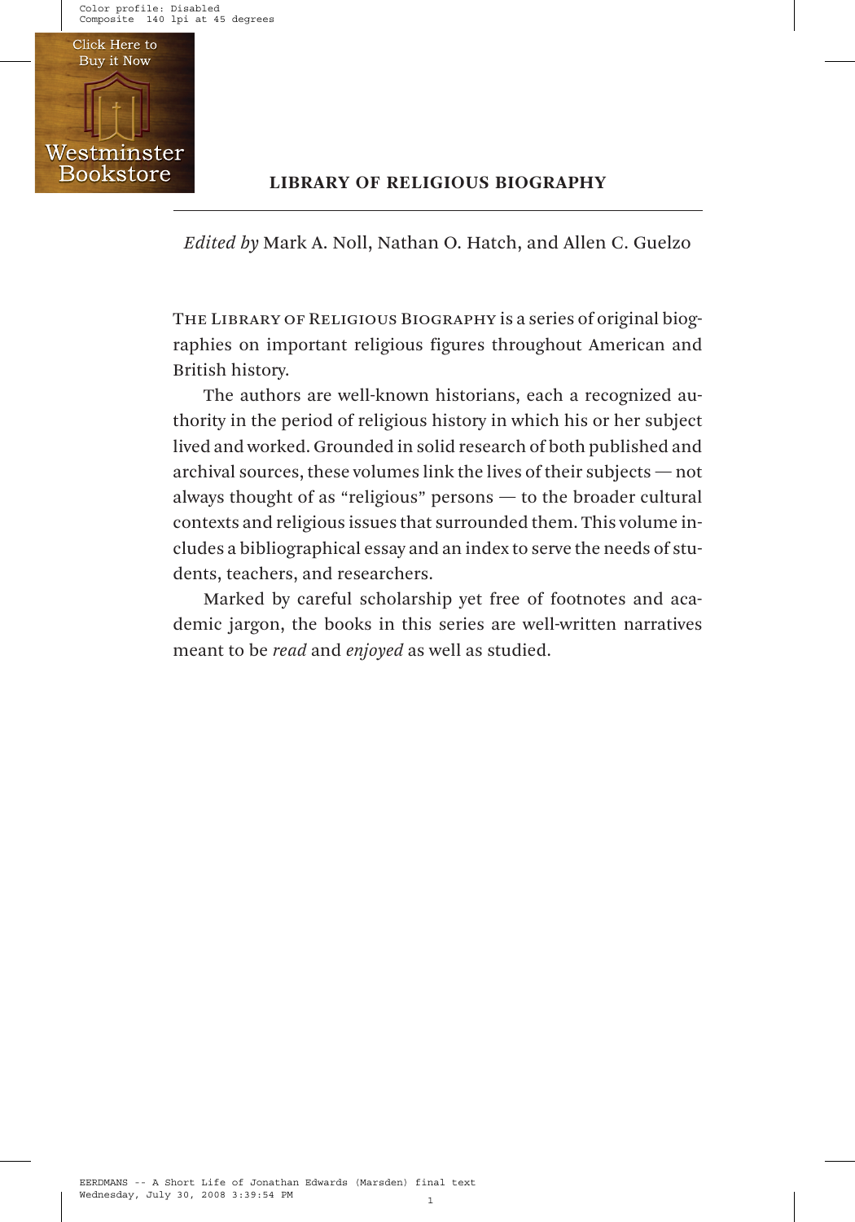## LIBRARY OF RELIGIOUS BIOGRAPHY

*Edited by* Mark A. Noll, Nathan O. Hatch, and Allen C. Guelzo

The Library of Religious Biography is a series of original biographies on important religious figures throughout American and British history.

The authors are well-known historians, each a recognized authority in the period of religious history in which his or her subject lived and worked. Grounded in solid research of both published and archival sources, these volumes link the lives of their subjects — not always thought of as "religious" persons — to the broader cultural contexts and religious issues that surrounded them. This volume includes a bibliographical essay and an index to serve the needs of students, teachers, and researchers.

Marked by careful scholarship yet free of footnotes and academic jargon, the books in this series are well-written narratives meant to be *read* and *enjoyed* as well as studied.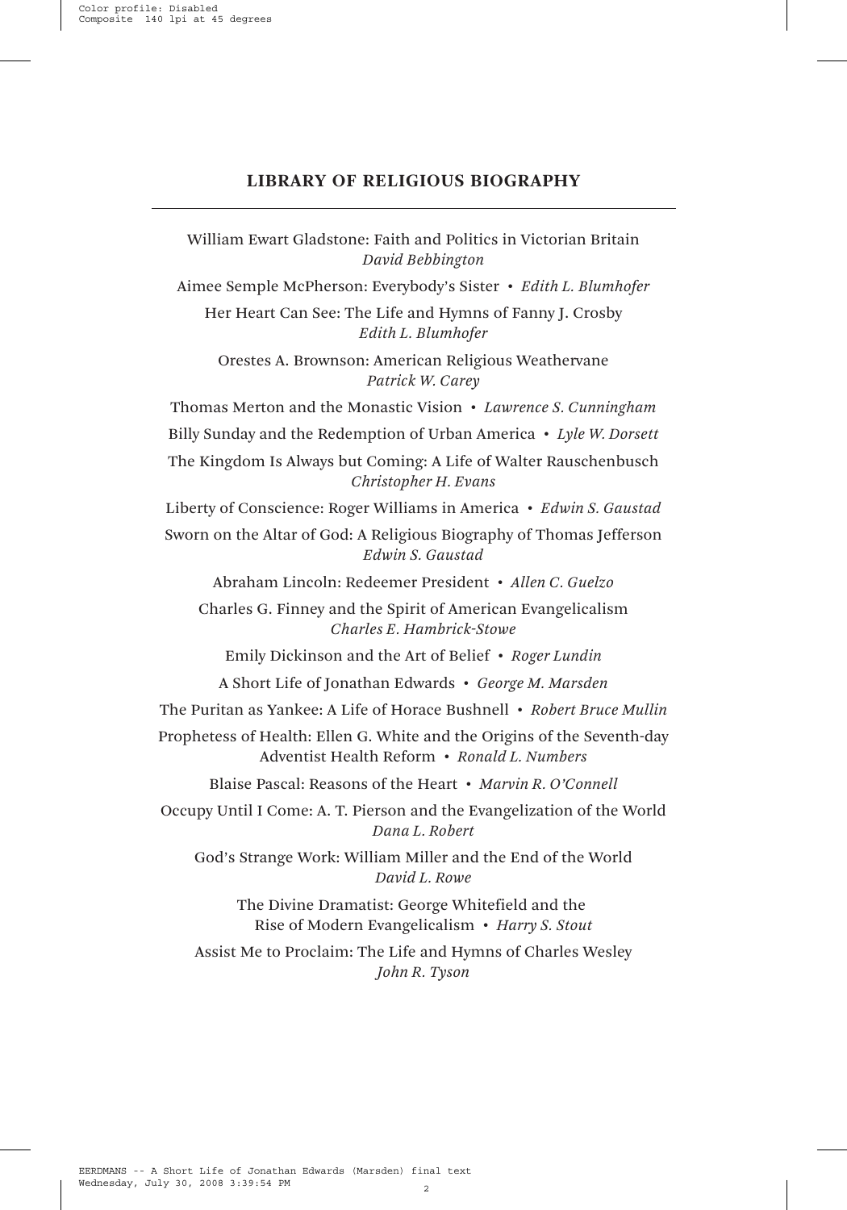## LIBRARY OF RELIGIOUS BIOGRAPHY

William Ewart Gladstone: Faith and Politics in Victorian Britain
*David Bebbington*

Aimee Semple McPherson: Everybody's Sister • *Edith L. Blumhofer*

Her Heart Can See: The Life and Hymns of Fanny J. Crosby
*Edith L. Blumhofer*

Orestes A. Brownson: American Religious Weathervane
*Patrick W. Carey*

Thomas Merton and the Monastic Vision • *Lawrence S. Cunningham*

Billy Sunday and the Redemption of Urban America • *Lyle W. Dorsett*

The Kingdom Is Always but Coming: A Life of Walter Rauschenbusch
*Christopher H. Evans*

Liberty of Conscience: Roger Williams in America • *Edwin S. Gaustad*

Sworn on the Altar of God: A Religious Biography of Thomas Jefferson
*Edwin S. Gaustad*

Abraham Lincoln: Redeemer President • *Allen C. Guelzo*

Charles G. Finney and the Spirit of American Evangelicalism
*Charles E. Hambrick-Stowe*

Emily Dickinson and the Art of Belief • *Roger Lundin*

A Short Life of Jonathan Edwards • *George M. Marsden*

The Puritan as Yankee: A Life of Horace Bushnell • *Robert Bruce Mullin*

Prophetess of Health: Ellen G. White and the Origins of the Seventh-day Adventist Health Reform • *Ronald L. Numbers*

Blaise Pascal: Reasons of the Heart • *Marvin R. O'Connell*

Occupy Until I Come: A. T. Pierson and the Evangelization of the World
*Dana L. Robert*

God's Strange Work: William Miller and the End of the World
*David L. Rowe*

The Divine Dramatist: George Whitefield and the Rise of Modern Evangelicalism • *Harry S. Stout*

Assist Me to Proclaim: The Life and Hymns of Charles Wesley
*John R. Tyson*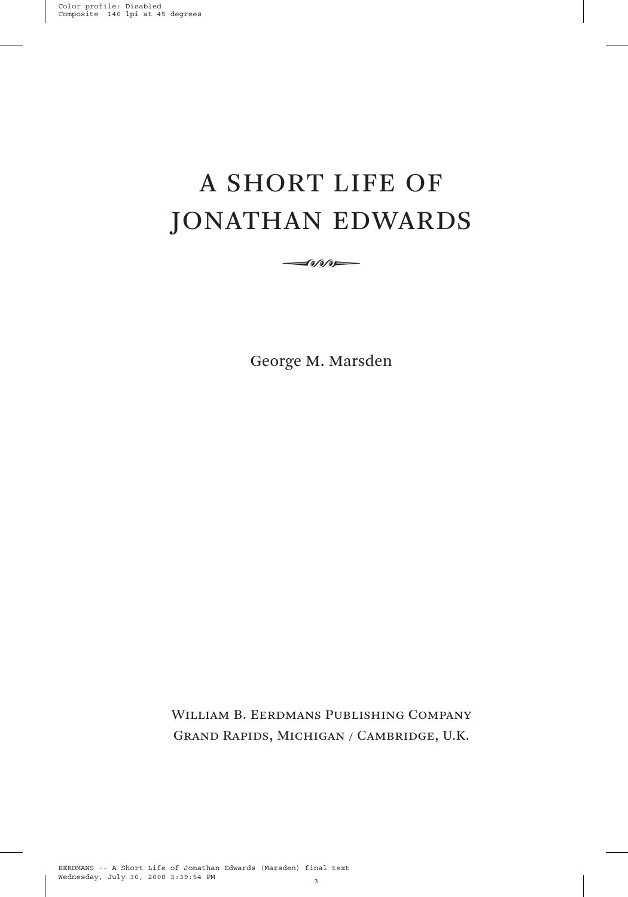# A SHORT LIFE OF JONATHAN EDWARDS

George M. Marsden

William B. Eerdmans Publishing Company
Grand Rapids, Michigan / Cambridge, U.K.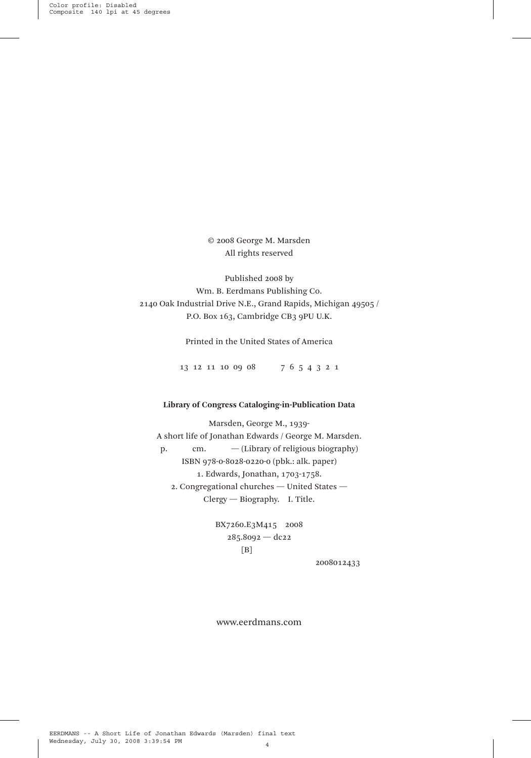© 2008 George M. Marsden
All rights reserved

Published 2008 by
Wm. B. Eerdmans Publishing Co.
2140 Oak Industrial Drive N.E., Grand Rapids, Michigan 49505 /
P.O. Box 163, Cambridge CB3 9PU U.K.

Printed in the United States of America

13 12 11 10 09 08     7 6 5 4 3 2 1

**Library of Congress Cataloging-in-Publication Data**

Marsden, George M., 1939-
A short life of Jonathan Edwards / George M. Marsden.
p.   cm.   — (Library of religious biography)
ISBN 978-0-8028-0220-0 (pbk.: alk. paper)
1. Edwards, Jonathan, 1703-1758.
2. Congregational churches — United States —
Clergy — Biography.  I. Title.

BX7260.E3M415  2008
285.8092 — dc22
[B]

2008012433

www.eerdmans.com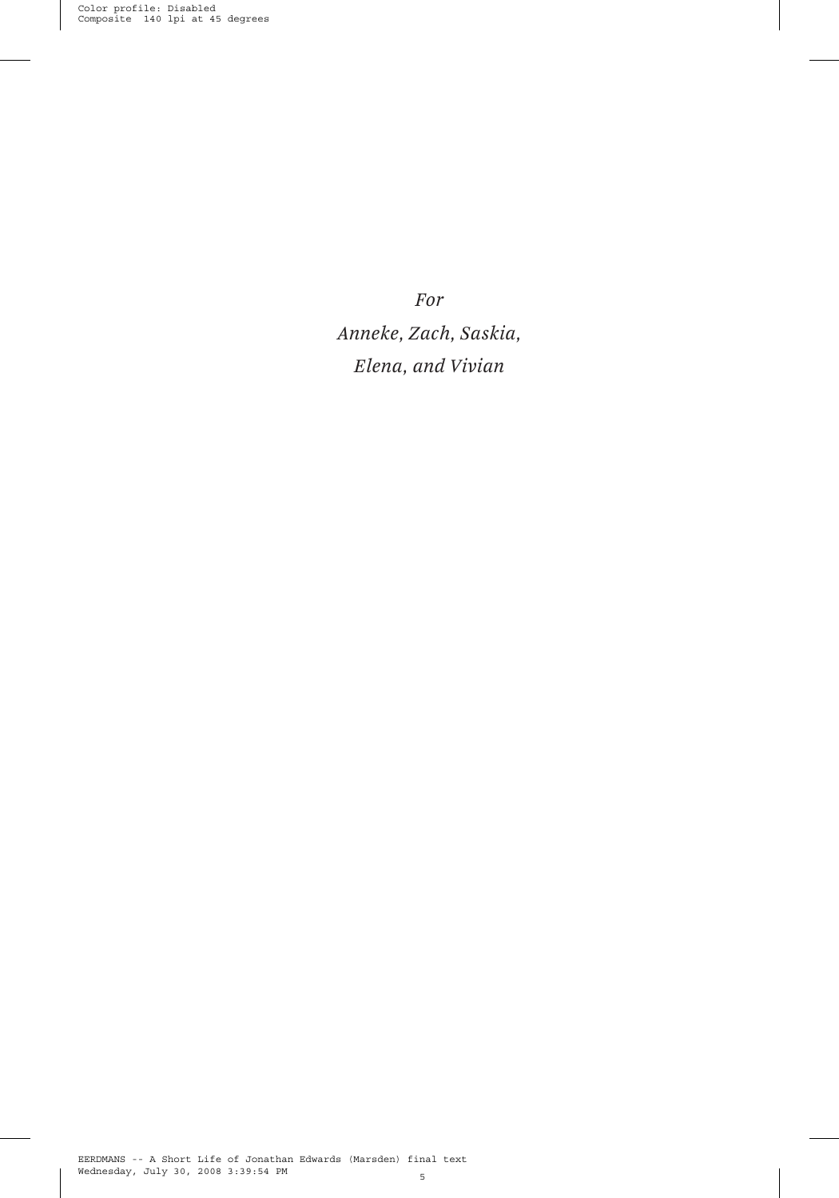*For*

*Anneke, Zach, Saskia,*

*Elena, and Vivian*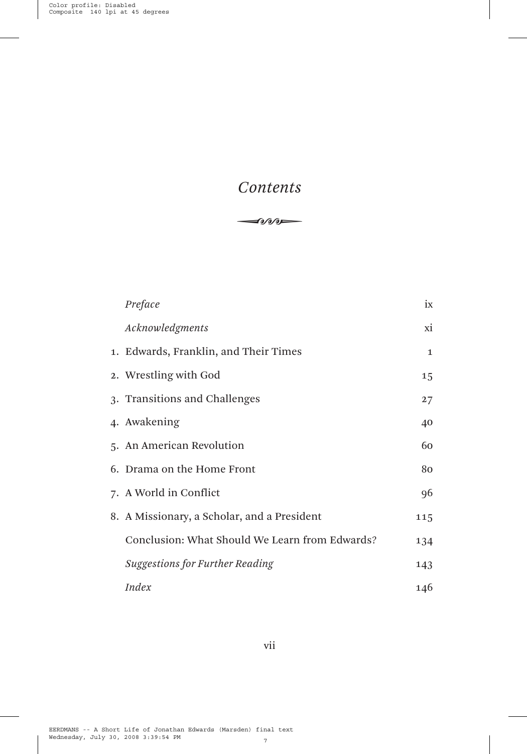# *Contents*

| | | |
|---|---|---|
| | *Preface* | ix |
| | *Acknowledgments* | xi |
| 1. | Edwards, Franklin, and Their Times | 1 |
| 2. | Wrestling with God | 15 |
| 3. | Transitions and Challenges | 27 |
| 4. | Awakening | 40 |
| 5. | An American Revolution | 60 |
| 6. | Drama on the Home Front | 80 |
| 7. | A World in Conflict | 96 |
| 8. | A Missionary, a Scholar, and a President | 115 |
| | Conclusion: What Should We Learn from Edwards? | 134 |
| | *Suggestions for Further Reading* | 143 |
| | *Index* | 146 |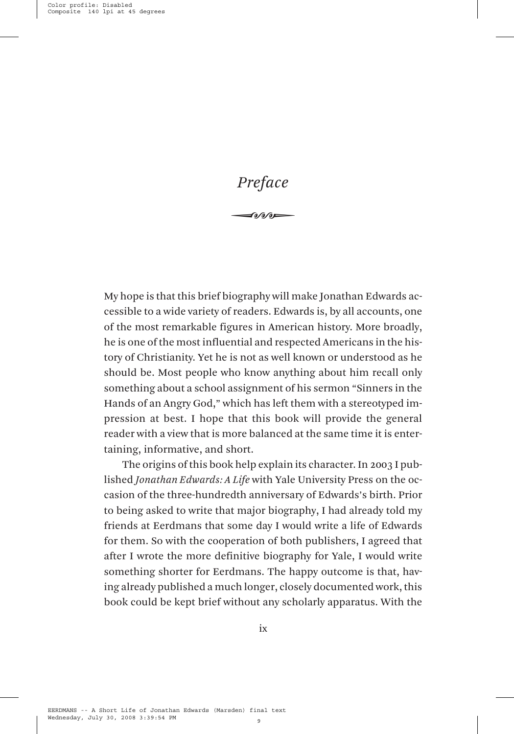# *Preface*

My hope is that this brief biography will make Jonathan Edwards accessible to a wide variety of readers. Edwards is, by all accounts, one of the most remarkable figures in American history. More broadly, he is one of the most influential and respected Americans in the history of Christianity. Yet he is not as well known or understood as he should be. Most people who know anything about him recall only something about a school assignment of his sermon "Sinners in the Hands of an Angry God," which has left them with a stereotyped impression at best. I hope that this book will provide the general reader with a view that is more balanced at the same time it is entertaining, informative, and short.

The origins of this book help explain its character. In 2003 I published *Jonathan Edwards: A Life* with Yale University Press on the occasion of the three-hundredth anniversary of Edwards's birth. Prior to being asked to write that major biography, I had already told my friends at Eerdmans that some day I would write a life of Edwards for them. So with the cooperation of both publishers, I agreed that after I wrote the more definitive biography for Yale, I would write something shorter for Eerdmans. The happy outcome is that, having already published a much longer, closely documented work, this book could be kept brief without any scholarly apparatus. With the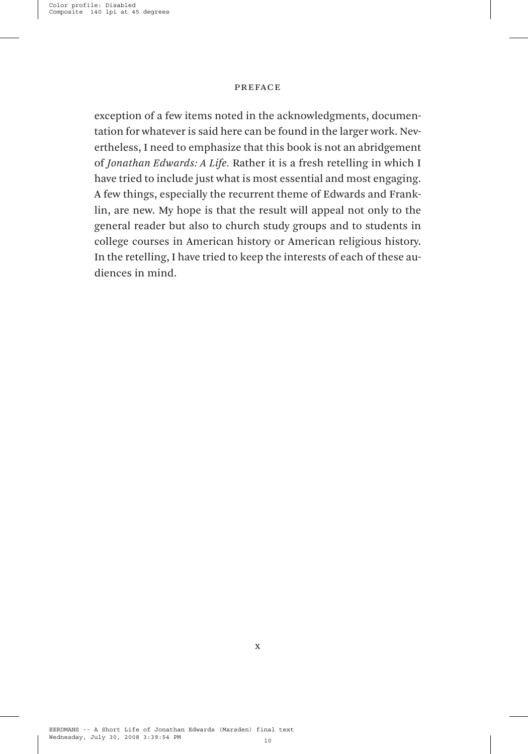exception of a few items noted in the acknowledgments, documentation for whatever is said here can be found in the larger work. Nevertheless, I need to emphasize that this book is not an abridgement of *Jonathan Edwards: A Life.* Rather it is a fresh retelling in which I have tried to include just what is most essential and most engaging. A few things, especially the recurrent theme of Edwards and Franklin, are new. My hope is that the result will appeal not only to the general reader but also to church study groups and to students in college courses in American history or American religious history. In the retelling, I have tried to keep the interests of each of these audiences in mind.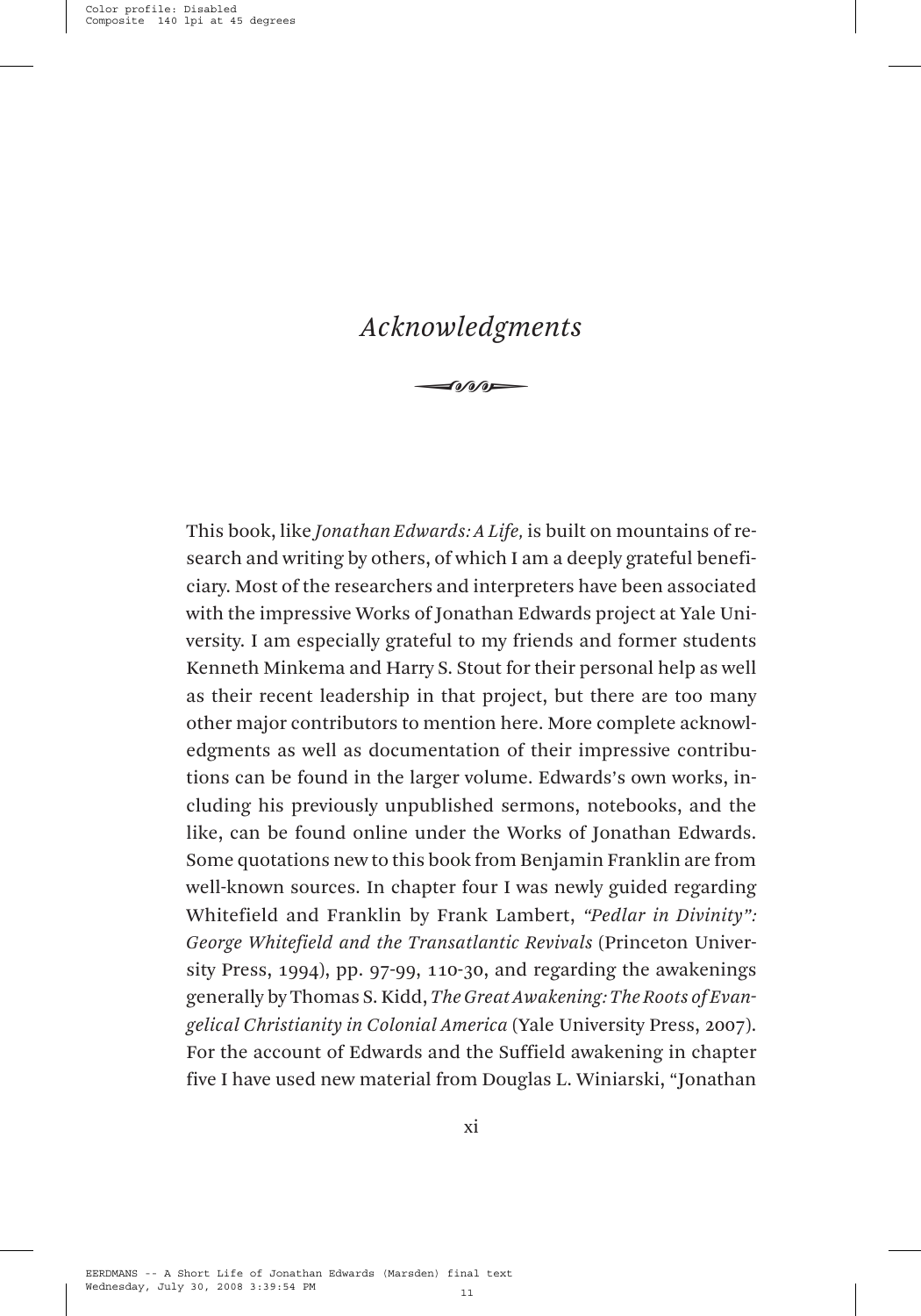# *Acknowledgments*

This book, like *Jonathan Edwards: A Life,* is built on mountains of research and writing by others, of which I am a deeply grateful beneficiary. Most of the researchers and interpreters have been associated with the impressive Works of Jonathan Edwards project at Yale University. I am especially grateful to my friends and former students Kenneth Minkema and Harry S. Stout for their personal help as well as their recent leadership in that project, but there are too many other major contributors to mention here. More complete acknowledgments as well as documentation of their impressive contributions can be found in the larger volume. Edwards's own works, including his previously unpublished sermons, notebooks, and the like, can be found online under the Works of Jonathan Edwards. Some quotations new to this book from Benjamin Franklin are from well-known sources. In chapter four I was newly guided regarding Whitefield and Franklin by Frank Lambert, *"Pedlar in Divinity": George Whitefield and the Transatlantic Revivals* (Princeton University Press, 1994), pp. 97-99, 110-30, and regarding the awakenings generally by Thomas S. Kidd, *The Great Awakening: The Roots of Evangelical Christianity in Colonial America* (Yale University Press, 2007). For the account of Edwards and the Suffield awakening in chapter five I have used new material from Douglas L. Winiarski, "Jonathan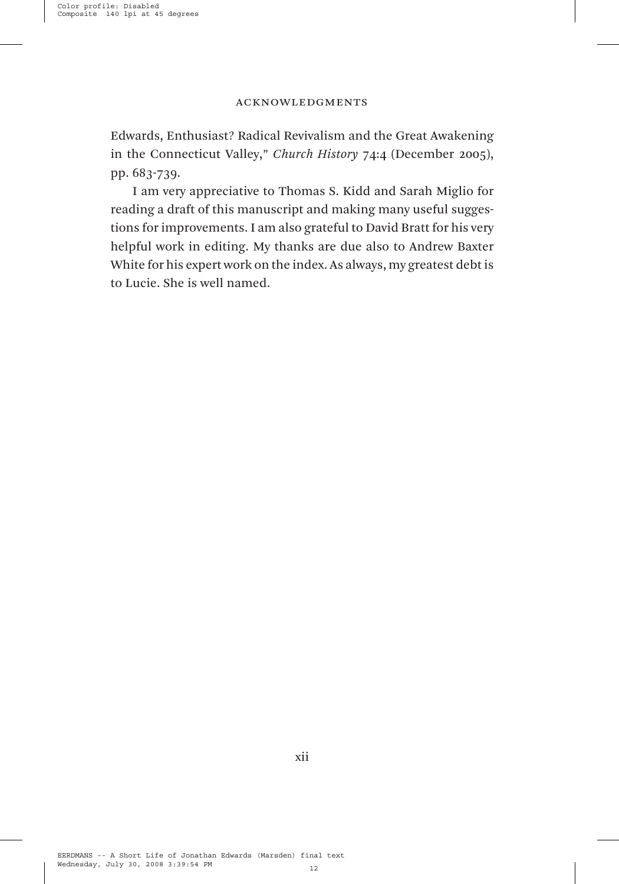Edwards, Enthusiast? Radical Revivalism and the Great Awakening in the Connecticut Valley," *Church History* 74:4 (December 2005), pp. 683-739.

I am very appreciative to Thomas S. Kidd and Sarah Miglio for reading a draft of this manuscript and making many useful suggestions for improvements. I am also grateful to David Bratt for his very helpful work in editing. My thanks are due also to Andrew Baxter White for his expert work on the index. As always, my greatest debt is to Lucie. She is well named.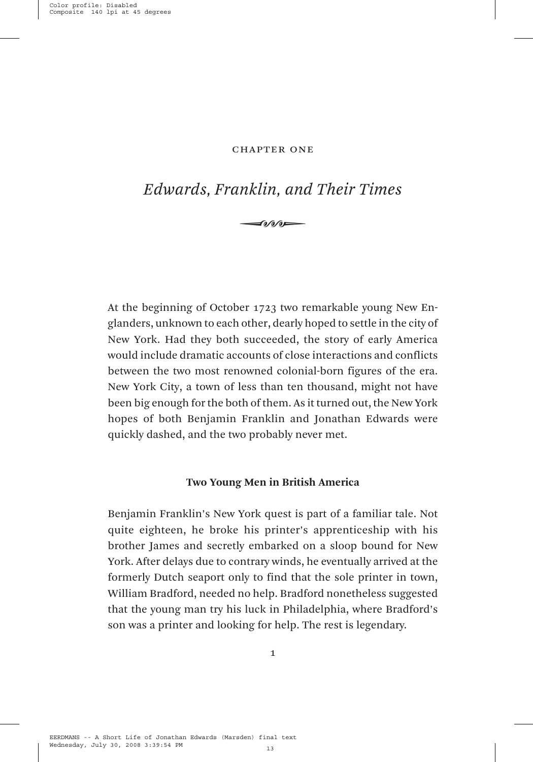CHAPTER ONE

# *Edwards, Franklin, and Their Times*

At the beginning of October 1723 two remarkable young New Englanders, unknown to each other, dearly hoped to settle in the city of New York. Had they both succeeded, the story of early America would include dramatic accounts of close interactions and conflicts between the two most renowned colonial-born figures of the era. New York City, a town of less than ten thousand, might not have been big enough for the both of them. As it turned out, the New York hopes of both Benjamin Franklin and Jonathan Edwards were quickly dashed, and the two probably never met.

## Two Young Men in British America

Benjamin Franklin's New York quest is part of a familiar tale. Not quite eighteen, he broke his printer's apprenticeship with his brother James and secretly embarked on a sloop bound for New York. After delays due to contrary winds, he eventually arrived at the formerly Dutch seaport only to find that the sole printer in town, William Bradford, needed no help. Bradford nonetheless suggested that the young man try his luck in Philadelphia, where Bradford's son was a printer and looking for help. The rest is legendary.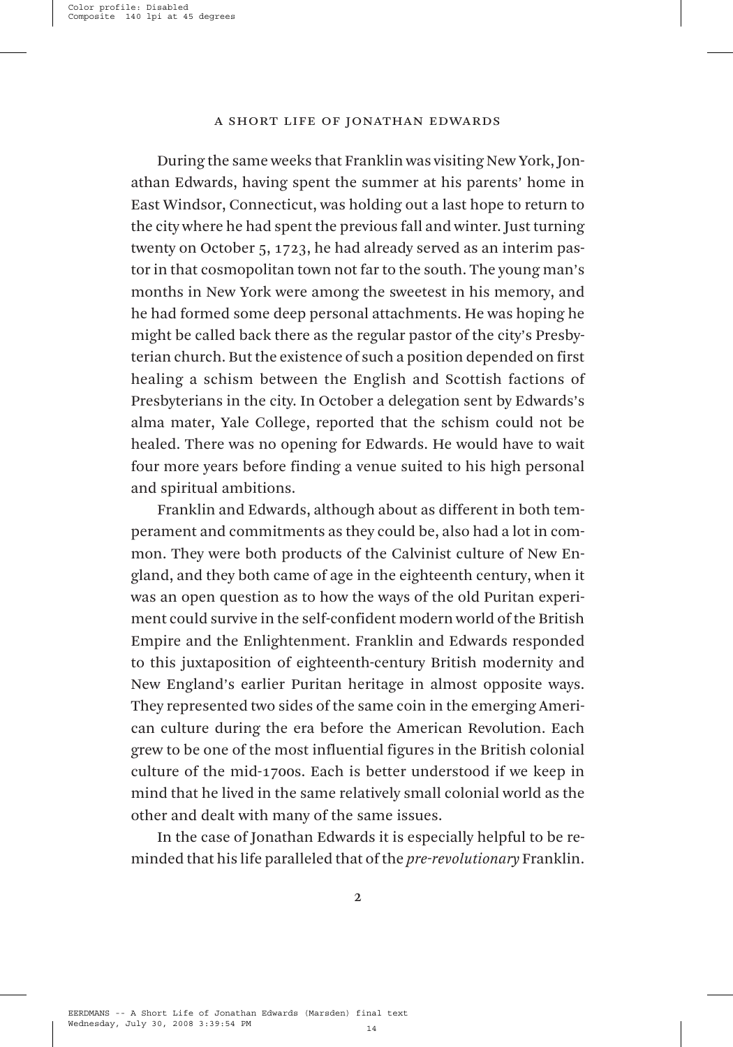During the same weeks that Franklin was visiting New York, Jonathan Edwards, having spent the summer at his parents' home in East Windsor, Connecticut, was holding out a last hope to return to the city where he had spent the previous fall and winter. Just turning twenty on October 5, 1723, he had already served as an interim pastor in that cosmopolitan town not far to the south. The young man's months in New York were among the sweetest in his memory, and he had formed some deep personal attachments. He was hoping he might be called back there as the regular pastor of the city's Presbyterian church. But the existence of such a position depended on first healing a schism between the English and Scottish factions of Presbyterians in the city. In October a delegation sent by Edwards's alma mater, Yale College, reported that the schism could not be healed. There was no opening for Edwards. He would have to wait four more years before finding a venue suited to his high personal and spiritual ambitions.

Franklin and Edwards, although about as different in both temperament and commitments as they could be, also had a lot in common. They were both products of the Calvinist culture of New England, and they both came of age in the eighteenth century, when it was an open question as to how the ways of the old Puritan experiment could survive in the self-confident modern world of the British Empire and the Enlightenment. Franklin and Edwards responded to this juxtaposition of eighteenth-century British modernity and New England's earlier Puritan heritage in almost opposite ways. They represented two sides of the same coin in the emerging American culture during the era before the American Revolution. Each grew to be one of the most influential figures in the British colonial culture of the mid-1700s. Each is better understood if we keep in mind that he lived in the same relatively small colonial world as the other and dealt with many of the same issues.

In the case of Jonathan Edwards it is especially helpful to be reminded that his life paralleled that of the *pre-revolutionary* Franklin.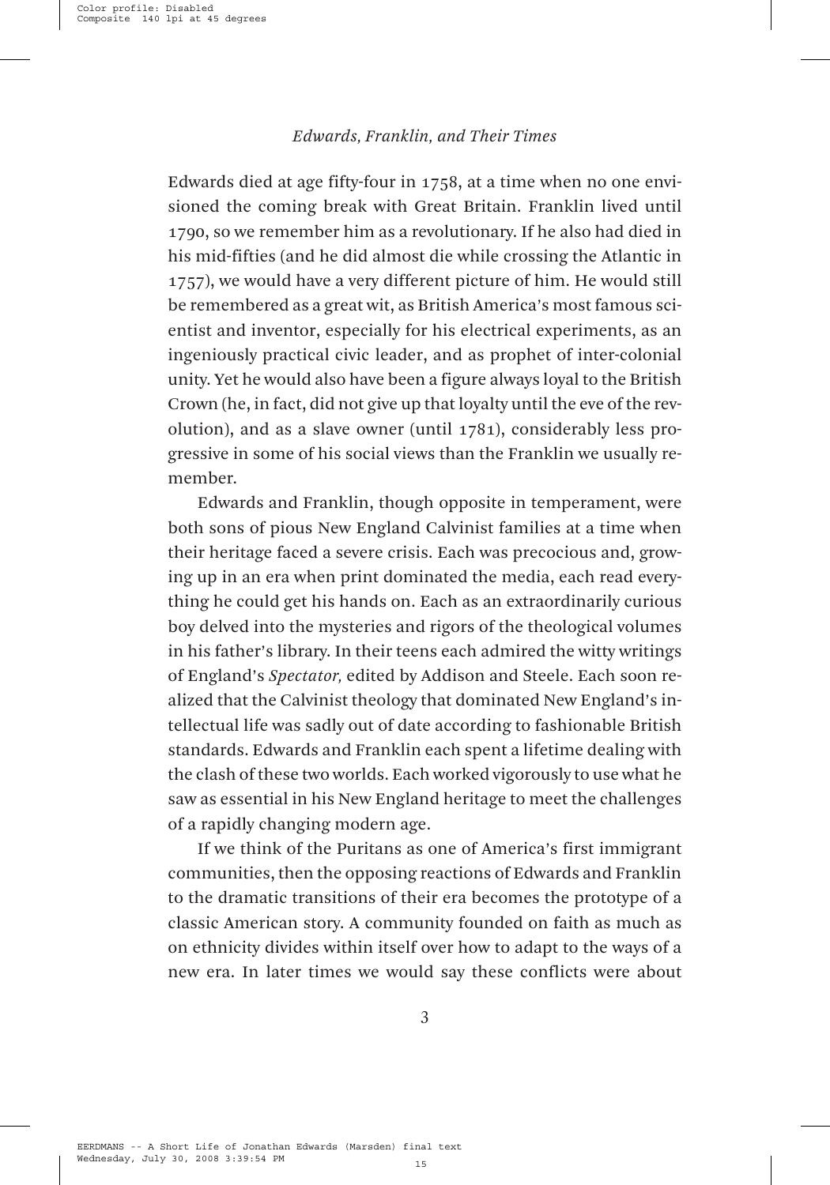Edwards died at age fifty-four in 1758, at a time when no one envisioned the coming break with Great Britain. Franklin lived until 1790, so we remember him as a revolutionary. If he also had died in his mid-fifties (and he did almost die while crossing the Atlantic in 1757), we would have a very different picture of him. He would still be remembered as a great wit, as British America's most famous scientist and inventor, especially for his electrical experiments, as an ingeniously practical civic leader, and as prophet of inter-colonial unity. Yet he would also have been a figure always loyal to the British Crown (he, in fact, did not give up that loyalty until the eve of the revolution), and as a slave owner (until 1781), considerably less progressive in some of his social views than the Franklin we usually remember.

Edwards and Franklin, though opposite in temperament, were both sons of pious New England Calvinist families at a time when their heritage faced a severe crisis. Each was precocious and, growing up in an era when print dominated the media, each read everything he could get his hands on. Each as an extraordinarily curious boy delved into the mysteries and rigors of the theological volumes in his father's library. In their teens each admired the witty writings of England's *Spectator,* edited by Addison and Steele. Each soon realized that the Calvinist theology that dominated New England's intellectual life was sadly out of date according to fashionable British standards. Edwards and Franklin each spent a lifetime dealing with the clash of these two worlds. Each worked vigorously to use what he saw as essential in his New England heritage to meet the challenges of a rapidly changing modern age.

If we think of the Puritans as one of America's first immigrant communities, then the opposing reactions of Edwards and Franklin to the dramatic transitions of their era becomes the prototype of a classic American story. A community founded on faith as much as on ethnicity divides within itself over how to adapt to the ways of a new era. In later times we would say these conflicts were about